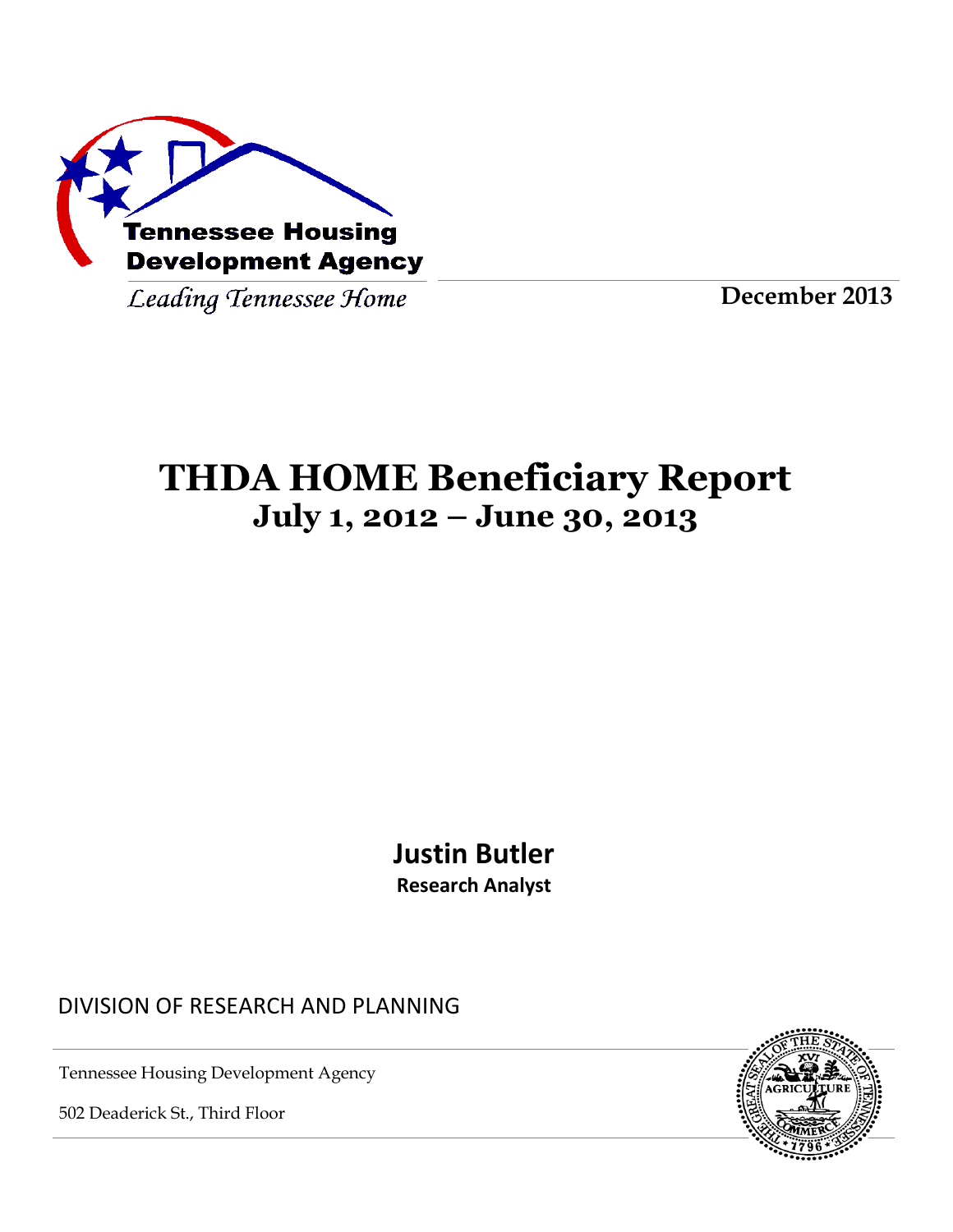Tennessee Housing Development Agency

*Leading Tennessee Home*

**December 2013**

# THDA HOME Beneficiary Report
## July 1, 2012 – June 30, 2013

**Justin Butler**

**Research Analyst**

DIVISION OF RESEARCH AND PLANNING

Tennessee Housing Development Agency

502 Deaderick St., Third Floor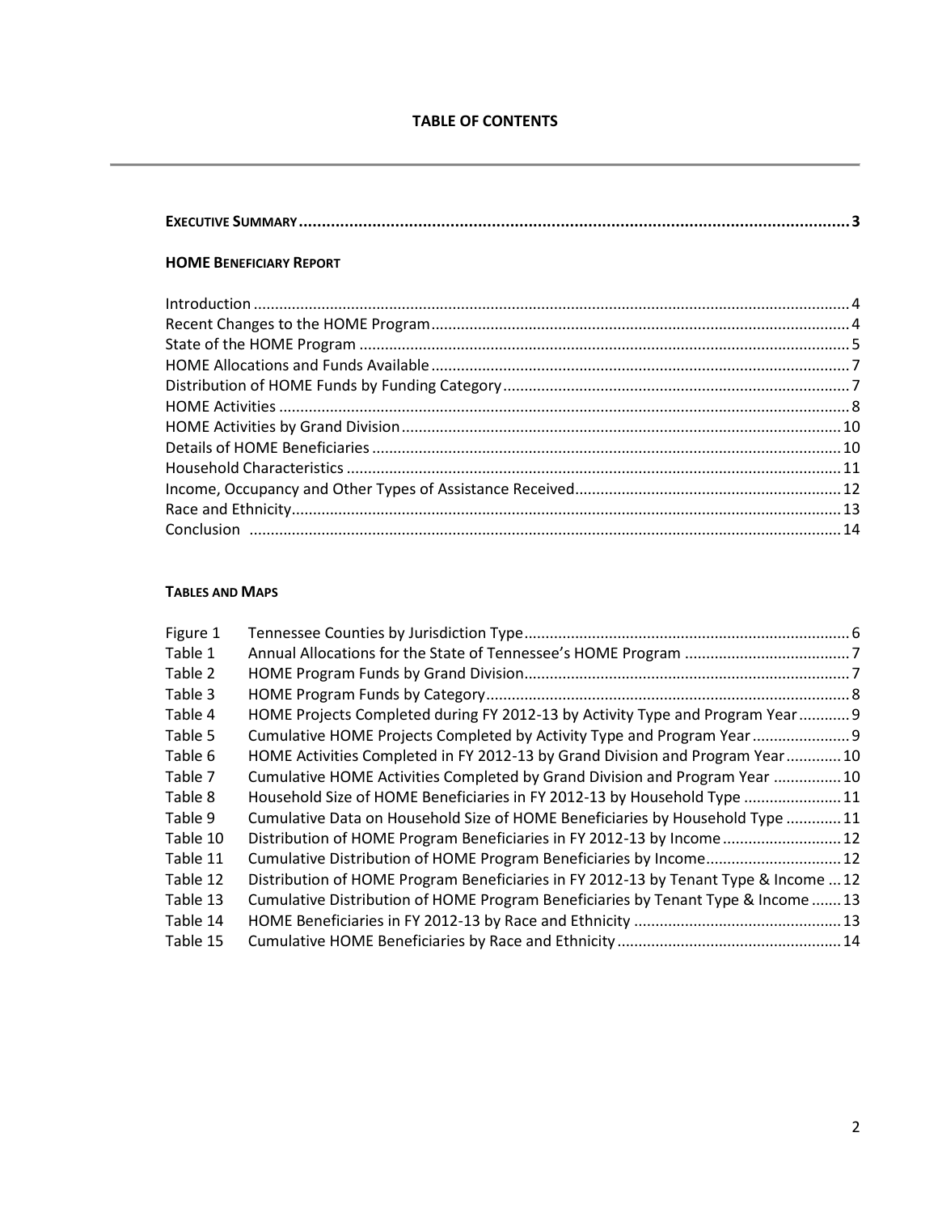# TABLE OF CONTENTS

**EXECUTIVE SUMMARY** ........................................................................................................................ **3**

**HOME BENEFICIARY REPORT**

Introduction ........................................................................................................................ 4
Recent Changes to the HOME Program ........................................................................................ 4
State of the HOME Program ........................................................................................................ 5
HOME Allocations and Funds Available ........................................................................................ 7
Distribution of HOME Funds by Funding Category ........................................................................ 7
HOME Activities ........................................................................................................................ 8
HOME Activities by Grand Division ............................................................................................ 10
Details of HOME Beneficiaries .................................................................................................. 10
Household Characteristics ....................................................................................................... 11
Income, Occupancy and Other Types of Assistance Received ..................................................... 12
Race and Ethnicity .................................................................................................................. 13
Conclusion ............................................................................................................................. 14

**TABLES AND MAPS**

| | | |
|---|---|---|
| Figure 1 | Tennessee Counties by Jurisdiction Type | 6 |
| Table 1 | Annual Allocations for the State of Tennessee's HOME Program | 7 |
| Table 2 | HOME Program Funds by Grand Division | 7 |
| Table 3 | HOME Program Funds by Category | 8 |
| Table 4 | HOME Projects Completed during FY 2012-13 by Activity Type and Program Year | 9 |
| Table 5 | Cumulative HOME Projects Completed by Activity Type and Program Year | 9 |
| Table 6 | HOME Activities Completed in FY 2012-13 by Grand Division and Program Year | 10 |
| Table 7 | Cumulative HOME Activities Completed by Grand Division and Program Year | 10 |
| Table 8 | Household Size of HOME Beneficiaries in FY 2012-13 by Household Type | 11 |
| Table 9 | Cumulative Data on Household Size of HOME Beneficiaries by Household Type | 11 |
| Table 10 | Distribution of HOME Program Beneficiaries in FY 2012-13 by Income | 12 |
| Table 11 | Cumulative Distribution of HOME Program Beneficiaries by Income | 12 |
| Table 12 | Distribution of HOME Program Beneficiaries in FY 2012-13 by Tenant Type & Income | 12 |
| Table 13 | Cumulative Distribution of HOME Program Beneficiaries by Tenant Type & Income | 13 |
| Table 14 | HOME Beneficiaries in FY 2012-13 by Race and Ethnicity | 13 |
| Table 15 | Cumulative HOME Beneficiaries by Race and Ethnicity | 14 |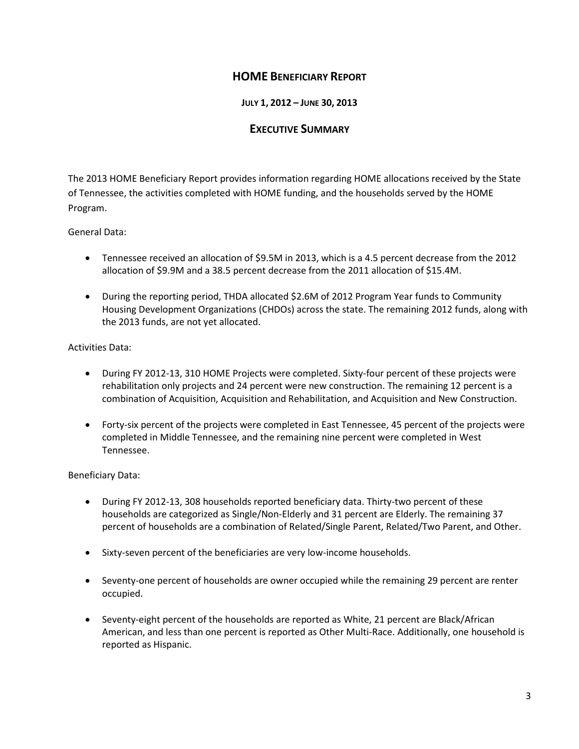# HOME Beneficiary Report

### July 1, 2012 – June 30, 2013

## Executive Summary

The 2013 HOME Beneficiary Report provides information regarding HOME allocations received by the State of Tennessee, the activities completed with HOME funding, and the households served by the HOME Program.

General Data:

- Tennessee received an allocation of $9.5M in 2013, which is a 4.5 percent decrease from the 2012 allocation of $9.9M and a 38.5 percent decrease from the 2011 allocation of $15.4M.
- During the reporting period, THDA allocated $2.6M of 2012 Program Year funds to Community Housing Development Organizations (CHDOs) across the state. The remaining 2012 funds, along with the 2013 funds, are not yet allocated.

Activities Data:

- During FY 2012-13, 310 HOME Projects were completed. Sixty-four percent of these projects were rehabilitation only projects and 24 percent were new construction. The remaining 12 percent is a combination of Acquisition, Acquisition and Rehabilitation, and Acquisition and New Construction.
- Forty-six percent of the projects were completed in East Tennessee, 45 percent of the projects were completed in Middle Tennessee, and the remaining nine percent were completed in West Tennessee.

Beneficiary Data:

- During FY 2012-13, 308 households reported beneficiary data. Thirty-two percent of these households are categorized as Single/Non-Elderly and 31 percent are Elderly. The remaining 37 percent of households are a combination of Related/Single Parent, Related/Two Parent, and Other.
- Sixty-seven percent of the beneficiaries are very low-income households.
- Seventy-one percent of households are owner occupied while the remaining 29 percent are renter occupied.
- Seventy-eight percent of the households are reported as White, 21 percent are Black/African American, and less than one percent is reported as Other Multi-Race. Additionally, one household is reported as Hispanic.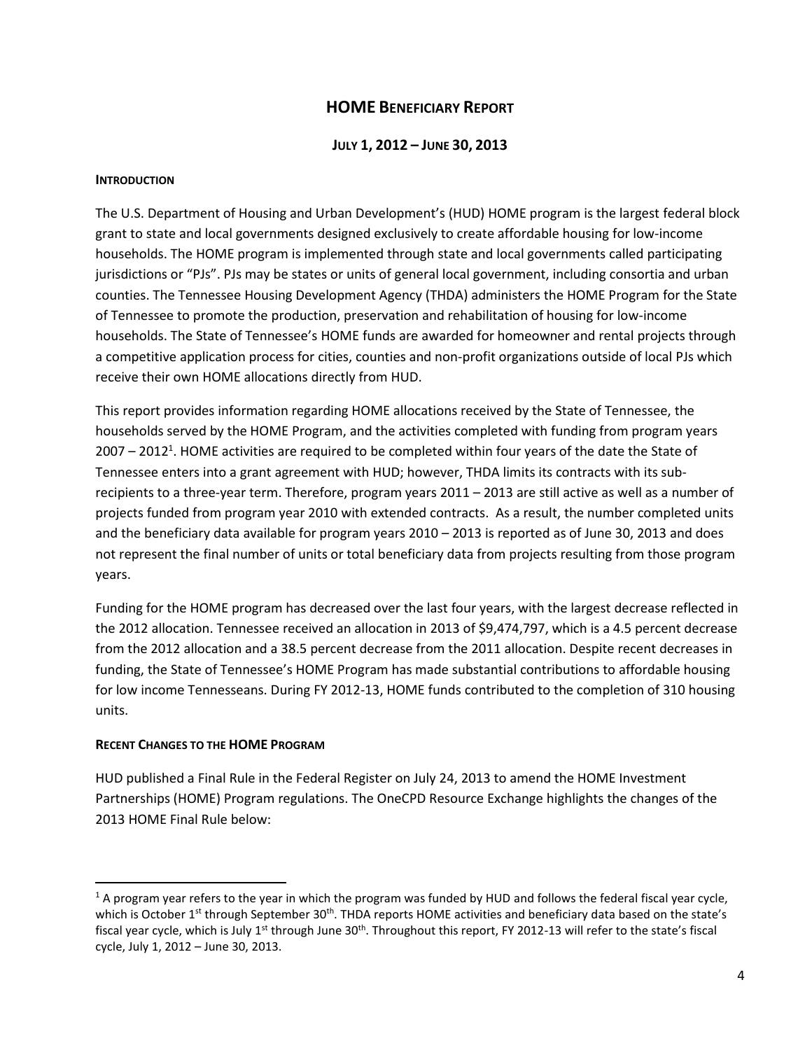# HOME Beneficiary Report

## July 1, 2012 – June 30, 2013

### Introduction

The U.S. Department of Housing and Urban Development's (HUD) HOME program is the largest federal block grant to state and local governments designed exclusively to create affordable housing for low-income households. The HOME program is implemented through state and local governments called participating jurisdictions or "PJs". PJs may be states or units of general local government, including consortia and urban counties. The Tennessee Housing Development Agency (THDA) administers the HOME Program for the State of Tennessee to promote the production, preservation and rehabilitation of housing for low-income households. The State of Tennessee's HOME funds are awarded for homeowner and rental projects through a competitive application process for cities, counties and non-profit organizations outside of local PJs which receive their own HOME allocations directly from HUD.

This report provides information regarding HOME allocations received by the State of Tennessee, the households served by the HOME Program, and the activities completed with funding from program years 2007 – 2012[1]. HOME activities are required to be completed within four years of the date the State of Tennessee enters into a grant agreement with HUD; however, THDA limits its contracts with its sub-recipients to a three-year term. Therefore, program years 2011 – 2013 are still active as well as a number of projects funded from program year 2010 with extended contracts. As a result, the number completed units and the beneficiary data available for program years 2010 – 2013 is reported as of June 30, 2013 and does not represent the final number of units or total beneficiary data from projects resulting from those program years.

Funding for the HOME program has decreased over the last four years, with the largest decrease reflected in the 2012 allocation. Tennessee received an allocation in 2013 of $9,474,797, which is a 4.5 percent decrease from the 2012 allocation and a 38.5 percent decrease from the 2011 allocation. Despite recent decreases in funding, the State of Tennessee's HOME Program has made substantial contributions to affordable housing for low income Tennesseans. During FY 2012-13, HOME funds contributed to the completion of 310 housing units.

### Recent Changes to the HOME Program

HUD published a Final Rule in the Federal Register on July 24, 2013 to amend the HOME Investment Partnerships (HOME) Program regulations. The OneCPD Resource Exchange highlights the changes of the 2013 HOME Final Rule below:

---

[1] A program year refers to the year in which the program was funded by HUD and follows the federal fiscal year cycle, which is October 1st through September 30th. THDA reports HOME activities and beneficiary data based on the state's fiscal year cycle, which is July 1st through June 30th. Throughout this report, FY 2012-13 will refer to the state's fiscal cycle, July 1, 2012 – June 30, 2013.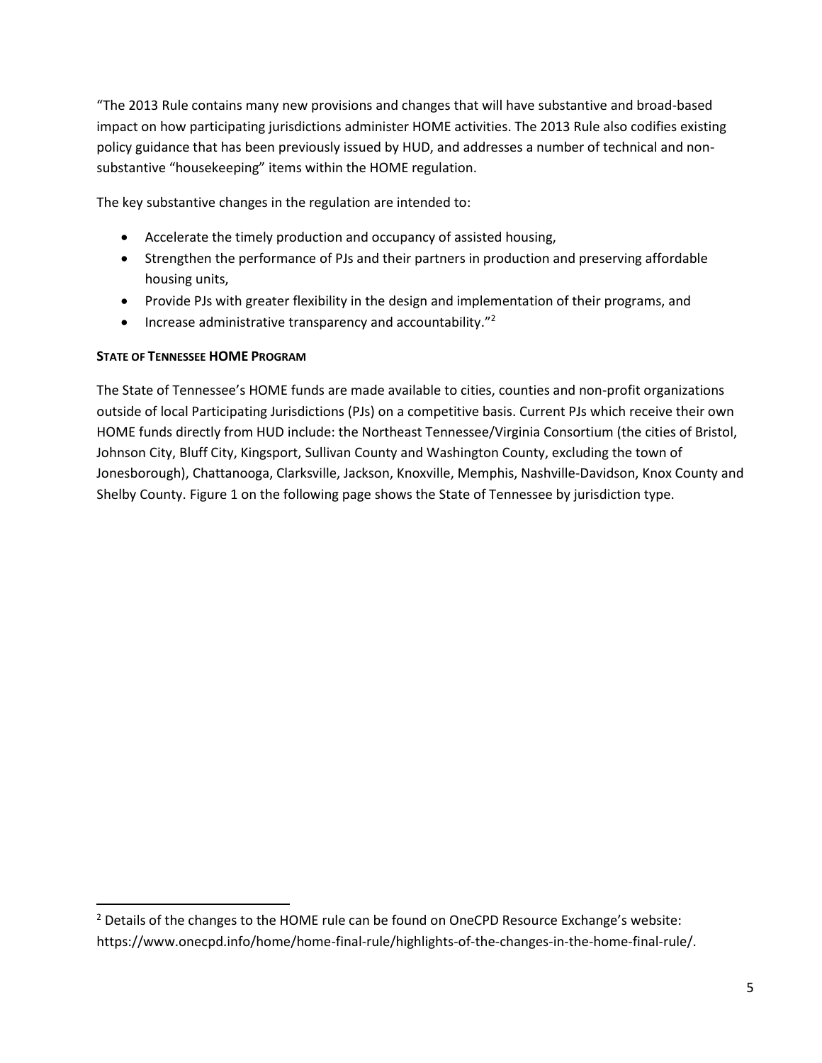"The 2013 Rule contains many new provisions and changes that will have substantive and broad-based impact on how participating jurisdictions administer HOME activities. The 2013 Rule also codifies existing policy guidance that has been previously issued by HUD, and addresses a number of technical and non-substantive "housekeeping" items within the HOME regulation.

The key substantive changes in the regulation are intended to:

- Accelerate the timely production and occupancy of assisted housing,
- Strengthen the performance of PJs and their partners in production and preserving affordable housing units,
- Provide PJs with greater flexibility in the design and implementation of their programs, and
- Increase administrative transparency and accountability."[2]

**STATE OF TENNESSEE HOME PROGRAM**

The State of Tennessee's HOME funds are made available to cities, counties and non-profit organizations outside of local Participating Jurisdictions (PJs) on a competitive basis. Current PJs which receive their own HOME funds directly from HUD include: the Northeast Tennessee/Virginia Consortium (the cities of Bristol, Johnson City, Bluff City, Kingsport, Sullivan County and Washington County, excluding the town of Jonesborough), Chattanooga, Clarksville, Jackson, Knoxville, Memphis, Nashville-Davidson, Knox County and Shelby County. Figure 1 on the following page shows the State of Tennessee by jurisdiction type.

---

[2] Details of the changes to the HOME rule can be found on OneCPD Resource Exchange's website: https://www.onecpd.info/home/home-final-rule/highlights-of-the-changes-in-the-home-final-rule/.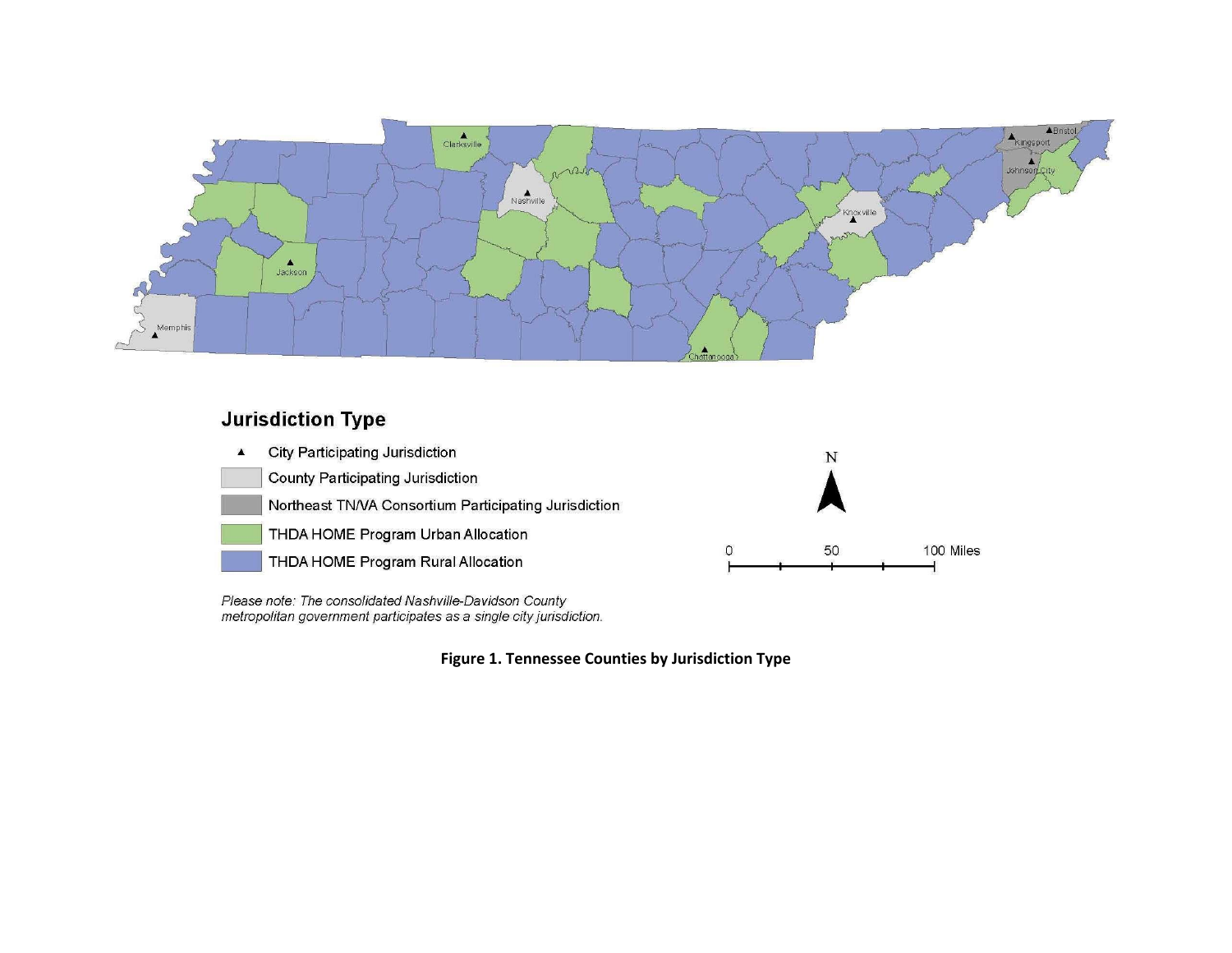Jurisdiction Type

▲ City Participating Jurisdiction

County Participating Jurisdiction

Northeast TN/VA Consortium Participating Jurisdiction

THDA HOME Program Urban Allocation

THDA HOME Program Rural Allocation

*Please note: The consolidated Nashville-Davidson County metropolitan government participates as a single city jurisdiction.*

**Figure 1. Tennessee Counties by Jurisdiction Type**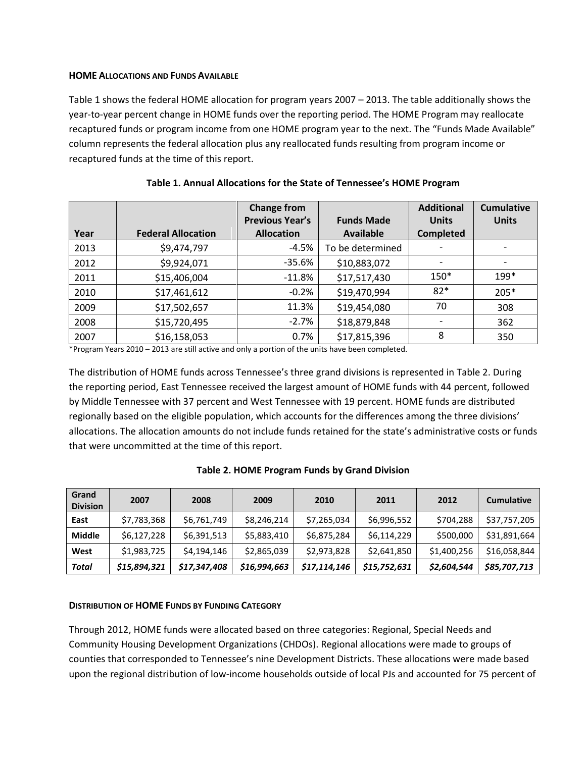#### HOME Allocations and Funds Available

Table 1 shows the federal HOME allocation for program years 2007 – 2013. The table additionally shows the year-to-year percent change in HOME funds over the reporting period. The HOME Program may reallocate recaptured funds or program income from one HOME program year to the next. The "Funds Made Available" column represents the federal allocation plus any reallocated funds resulting from program income or recaptured funds at the time of this report.

**Table 1. Annual Allocations for the State of Tennessee's HOME Program**

| Year | Federal Allocation | Change from Previous Year's Allocation | Funds Made Available | Additional Units Completed | Cumulative Units |
|---|---|---|---|---|---|
| 2013 | $9,474,797 | -4.5% | To be determined | - | - |
| 2012 | $9,924,071 | -35.6% | $10,883,072 | - | - |
| 2011 | $15,406,004 | -11.8% | $17,517,430 | 150* | 199* |
| 2010 | $17,461,612 | -0.2% | $19,470,994 | 82* | 205* |
| 2009 | $17,502,657 | 11.3% | $19,454,080 | 70 | 308 |
| 2008 | $15,720,495 | -2.7% | $18,879,848 | - | 362 |
| 2007 | $16,158,053 | 0.7% | $17,815,396 | 8 | 350 |

*Program Years 2010 – 2013 are still active and only a portion of the units have been completed.

The distribution of HOME funds across Tennessee's three grand divisions is represented in Table 2. During the reporting period, East Tennessee received the largest amount of HOME funds with 44 percent, followed by Middle Tennessee with 37 percent and West Tennessee with 19 percent. HOME funds are distributed regionally based on the eligible population, which accounts for the differences among the three divisions' allocations. The allocation amounts do not include funds retained for the state's administrative costs or funds that were uncommitted at the time of this report.

**Table 2. HOME Program Funds by Grand Division**

| Grand Division | 2007 | 2008 | 2009 | 2010 | 2011 | 2012 | Cumulative |
|---|---|---|---|---|---|---|---|
| **East** | $7,783,368 | $6,761,749 | $8,246,214 | $7,265,034 | $6,996,552 | $704,288 | $37,757,205 |
| **Middle** | $6,127,228 | $6,391,513 | $5,883,410 | $6,875,284 | $6,114,229 | $500,000 | $31,891,664 |
| **West** | $1,983,725 | $4,194,146 | $2,865,039 | $2,973,828 | $2,641,850 | $1,400,256 | $16,058,844 |
| ***Total*** | ***$15,894,321*** | ***$17,347,408*** | ***$16,994,663*** | ***$17,114,146*** | ***$15,752,631*** | ***$2,604,544*** | ***$85,707,713*** |

#### Distribution of HOME Funds by Funding Category

Through 2012, HOME funds were allocated based on three categories: Regional, Special Needs and Community Housing Development Organizations (CHDOs). Regional allocations were made to groups of counties that corresponded to Tennessee's nine Development Districts. These allocations were made based upon the regional distribution of low-income households outside of local PJs and accounted for 75 percent of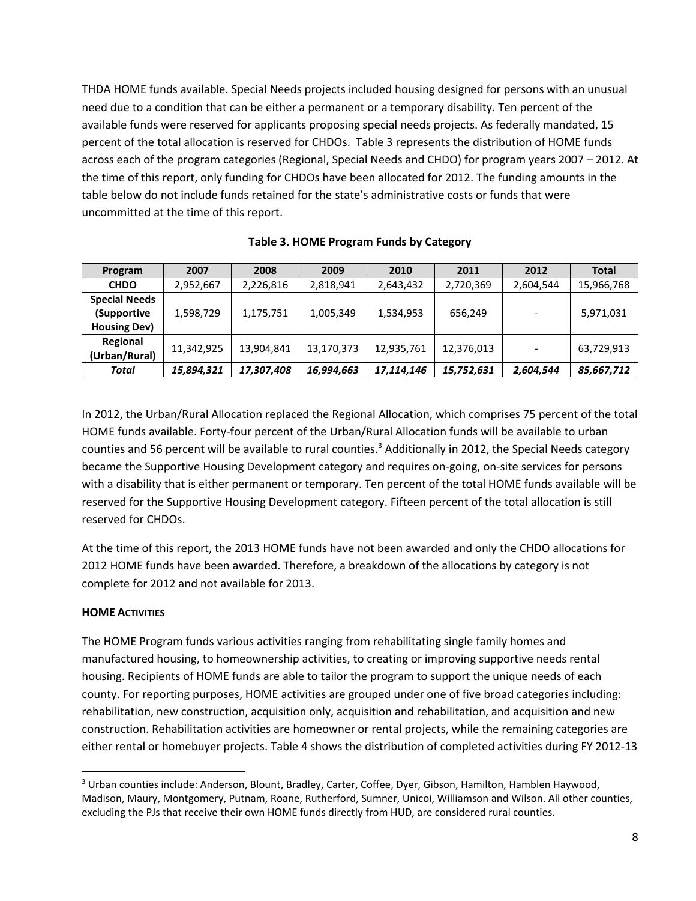THDA HOME funds available. Special Needs projects included housing designed for persons with an unusual need due to a condition that can be either a permanent or a temporary disability. Ten percent of the available funds were reserved for applicants proposing special needs projects. As federally mandated, 15 percent of the total allocation is reserved for CHDOs. Table 3 represents the distribution of HOME funds across each of the program categories (Regional, Special Needs and CHDO) for program years 2007 – 2012. At the time of this report, only funding for CHDOs have been allocated for 2012. The funding amounts in the table below do not include funds retained for the state's administrative costs or funds that were uncommitted at the time of this report.

**Table 3. HOME Program Funds by Category**

| Program | 2007 | 2008 | 2009 | 2010 | 2011 | 2012 | Total |
|---|---|---|---|---|---|---|---|
| **CHDO** | 2,952,667 | 2,226,816 | 2,818,941 | 2,643,432 | 2,720,369 | 2,604,544 | 15,966,768 |
| **Special Needs (Supportive Housing Dev)** | 1,598,729 | 1,175,751 | 1,005,349 | 1,534,953 | 656,249 | - | 5,971,031 |
| **Regional (Urban/Rural)** | 11,342,925 | 13,904,841 | 13,170,373 | 12,935,761 | 12,376,013 | - | 63,729,913 |
| ***Total*** | ***15,894,321*** | ***17,307,408*** | ***16,994,663*** | ***17,114,146*** | ***15,752,631*** | ***2,604,544*** | ***85,667,712*** |

In 2012, the Urban/Rural Allocation replaced the Regional Allocation, which comprises 75 percent of the total HOME funds available. Forty-four percent of the Urban/Rural Allocation funds will be available to urban counties and 56 percent will be available to rural counties.[3] Additionally in 2012, the Special Needs category became the Supportive Housing Development category and requires on-going, on-site services for persons with a disability that is either permanent or temporary. Ten percent of the total HOME funds available will be reserved for the Supportive Housing Development category. Fifteen percent of the total allocation is still reserved for CHDOs.

At the time of this report, the 2013 HOME funds have not been awarded and only the CHDO allocations for 2012 HOME funds have been awarded. Therefore, a breakdown of the allocations by category is not complete for 2012 and not available for 2013.

**HOME ACTIVITIES**

The HOME Program funds various activities ranging from rehabilitating single family homes and manufactured housing, to homeownership activities, to creating or improving supportive needs rental housing. Recipients of HOME funds are able to tailor the program to support the unique needs of each county. For reporting purposes, HOME activities are grouped under one of five broad categories including: rehabilitation, new construction, acquisition only, acquisition and rehabilitation, and acquisition and new construction. Rehabilitation activities are homeowner or rental projects, while the remaining categories are either rental or homebuyer projects. Table 4 shows the distribution of completed activities during FY 2012-13

[3] Urban counties include: Anderson, Blount, Bradley, Carter, Coffee, Dyer, Gibson, Hamilton, Hamblen Haywood, Madison, Maury, Montgomery, Putnam, Roane, Rutherford, Sumner, Unicoi, Williamson and Wilson. All other counties, excluding the PJs that receive their own HOME funds directly from HUD, are considered rural counties.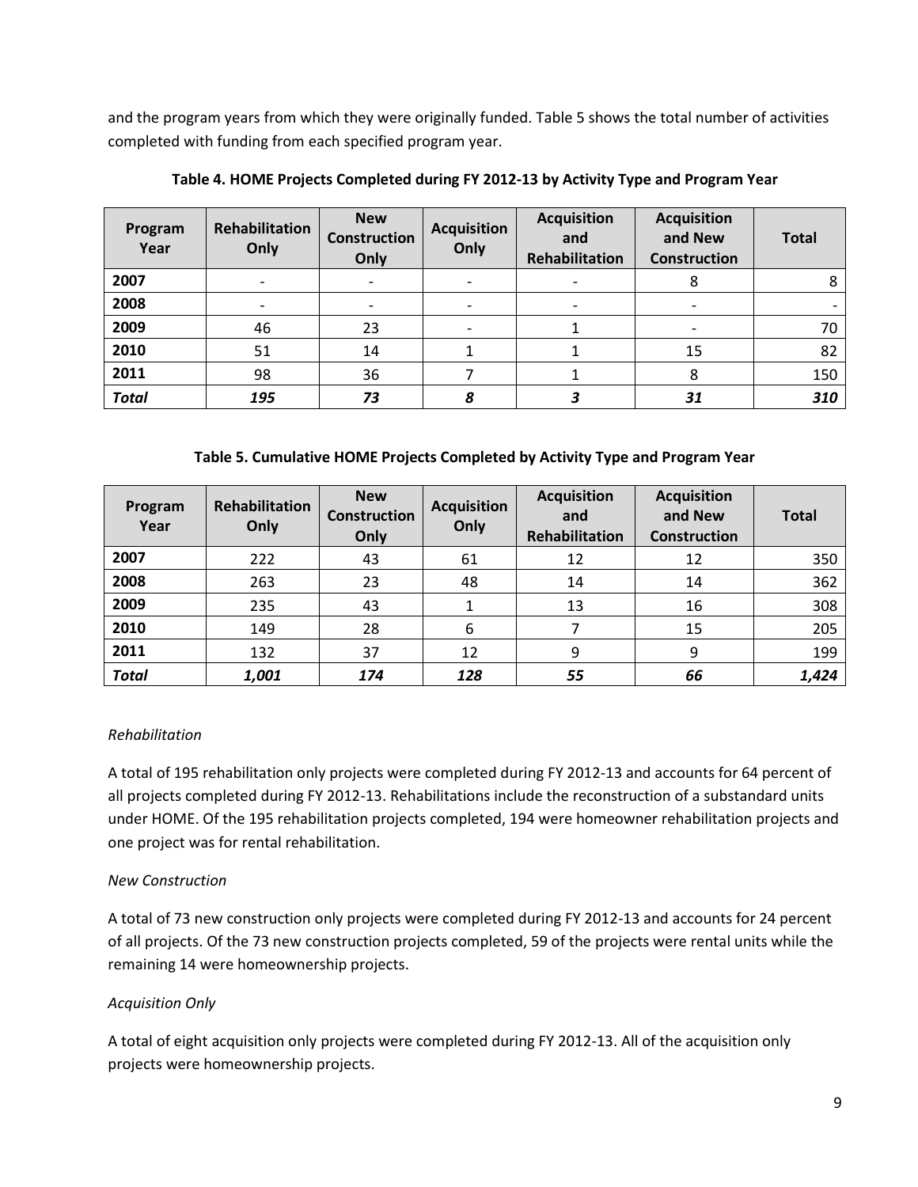and the program years from which they were originally funded. Table 5 shows the total number of activities completed with funding from each specified program year.

**Table 4. HOME Projects Completed during FY 2012-13 by Activity Type and Program Year**

| Program Year | Rehabilitation Only | New Construction Only | Acquisition Only | Acquisition and Rehabilitation | Acquisition and New Construction | Total |
|---|---|---|---|---|---|---|
| **2007** | - | - | - | - | 8 | 8 |
| **2008** | - | - | - | - | - | - |
| **2009** | 46 | 23 | - | 1 | - | 70 |
| **2010** | 51 | 14 | 1 | 1 | 15 | 82 |
| **2011** | 98 | 36 | 7 | 1 | 8 | 150 |
| ***Total*** | ***195*** | ***73*** | ***8*** | ***3*** | ***31*** | ***310*** |

**Table 5. Cumulative HOME Projects Completed by Activity Type and Program Year**

| Program Year | Rehabilitation Only | New Construction Only | Acquisition Only | Acquisition and Rehabilitation | Acquisition and New Construction | Total |
|---|---|---|---|---|---|---|
| **2007** | 222 | 43 | 61 | 12 | 12 | 350 |
| **2008** | 263 | 23 | 48 | 14 | 14 | 362 |
| **2009** | 235 | 43 | 1 | 13 | 16 | 308 |
| **2010** | 149 | 28 | 6 | 7 | 15 | 205 |
| **2011** | 132 | 37 | 12 | 9 | 9 | 199 |
| ***Total*** | ***1,001*** | ***174*** | ***128*** | ***55*** | ***66*** | ***1,424*** |

*Rehabilitation*

A total of 195 rehabilitation only projects were completed during FY 2012-13 and accounts for 64 percent of all projects completed during FY 2012-13. Rehabilitations include the reconstruction of a substandard units under HOME. Of the 195 rehabilitation projects completed, 194 were homeowner rehabilitation projects and one project was for rental rehabilitation.

*New Construction*

A total of 73 new construction only projects were completed during FY 2012-13 and accounts for 24 percent of all projects. Of the 73 new construction projects completed, 59 of the projects were rental units while the remaining 14 were homeownership projects.

*Acquisition Only*

A total of eight acquisition only projects were completed during FY 2012-13. All of the acquisition only projects were homeownership projects.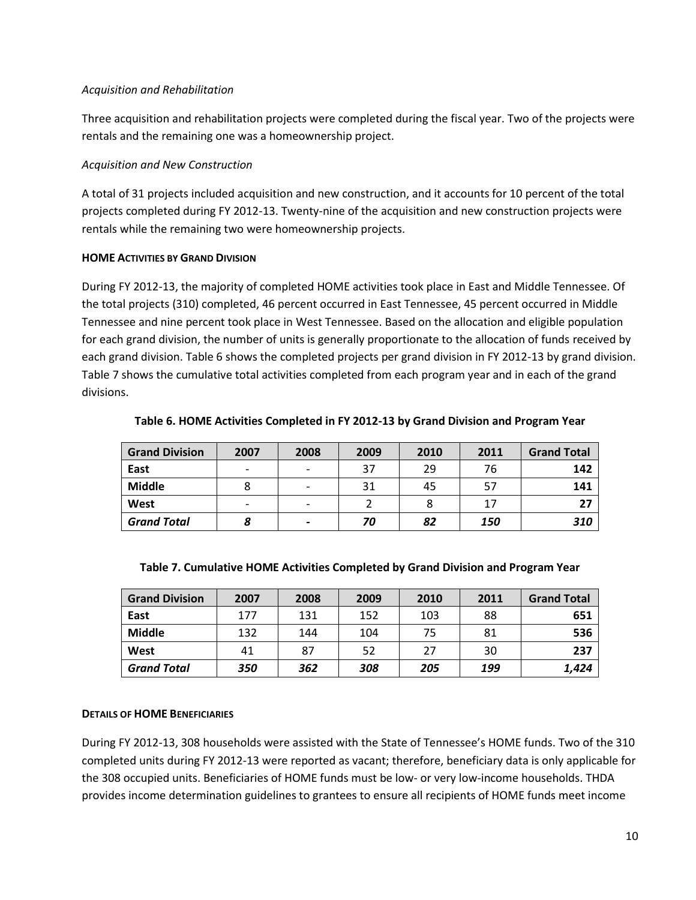*Acquisition and Rehabilitation*

Three acquisition and rehabilitation projects were completed during the fiscal year. Two of the projects were rentals and the remaining one was a homeownership project.

*Acquisition and New Construction*

A total of 31 projects included acquisition and new construction, and it accounts for 10 percent of the total projects completed during FY 2012-13. Twenty-nine of the acquisition and new construction projects were rentals while the remaining two were homeownership projects.

**HOME ACTIVITIES BY GRAND DIVISION**

During FY 2012-13, the majority of completed HOME activities took place in East and Middle Tennessee. Of the total projects (310) completed, 46 percent occurred in East Tennessee, 45 percent occurred in Middle Tennessee and nine percent took place in West Tennessee. Based on the allocation and eligible population for each grand division, the number of units is generally proportionate to the allocation of funds received by each grand division. Table 6 shows the completed projects per grand division in FY 2012-13 by grand division. Table 7 shows the cumulative total activities completed from each program year and in each of the grand divisions.

**Table 6. HOME Activities Completed in FY 2012-13 by Grand Division and Program Year**

| Grand Division | 2007 | 2008 | 2009 | 2010 | 2011 | Grand Total |
|---|---|---|---|---|---|---|
| **East** | - | - | 37 | 29 | 76 | **142** |
| **Middle** | 8 | - | 31 | 45 | 57 | **141** |
| **West** | - | - | 2 | 8 | 17 | **27** |
| ***Grand Total*** | ***8*** | ***-*** | ***70*** | ***82*** | ***150*** | ***310*** |

**Table 7. Cumulative HOME Activities Completed by Grand Division and Program Year**

| Grand Division | 2007 | 2008 | 2009 | 2010 | 2011 | Grand Total |
|---|---|---|---|---|---|---|
| **East** | 177 | 131 | 152 | 103 | 88 | **651** |
| **Middle** | 132 | 144 | 104 | 75 | 81 | **536** |
| **West** | 41 | 87 | 52 | 27 | 30 | **237** |
| ***Grand Total*** | ***350*** | ***362*** | ***308*** | ***205*** | ***199*** | ***1,424*** |

**DETAILS OF HOME BENEFICIARIES**

During FY 2012-13, 308 households were assisted with the State of Tennessee's HOME funds. Two of the 310 completed units during FY 2012-13 were reported as vacant; therefore, beneficiary data is only applicable for the 308 occupied units. Beneficiaries of HOME funds must be low- or very low-income households. THDA provides income determination guidelines to grantees to ensure all recipients of HOME funds meet income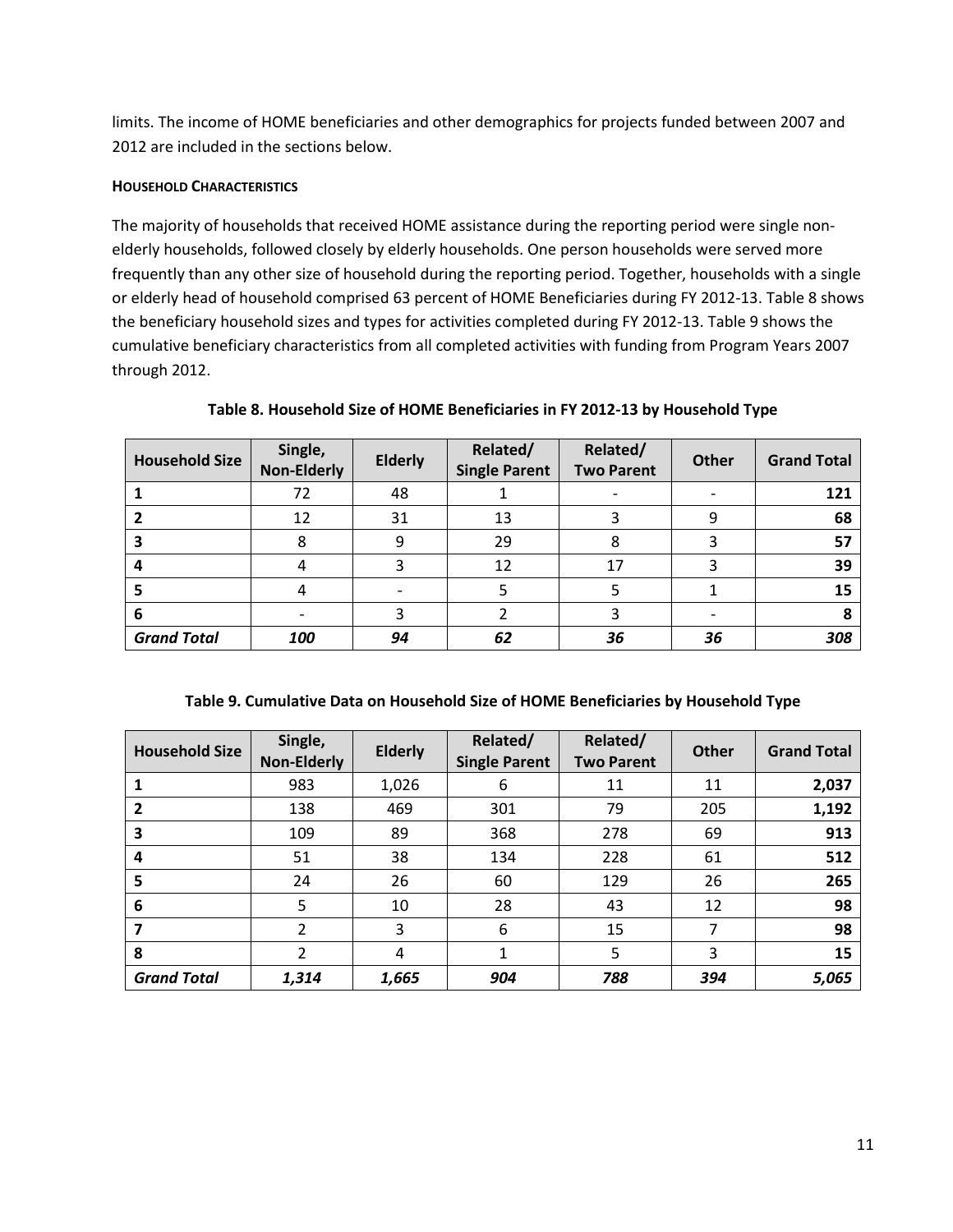limits. The income of HOME beneficiaries and other demographics for projects funded between 2007 and 2012 are included in the sections below.

#### HOUSEHOLD CHARACTERISTICS

The majority of households that received HOME assistance during the reporting period were single non-elderly households, followed closely by elderly households. One person households were served more frequently than any other size of household during the reporting period. Together, households with a single or elderly head of household comprised 63 percent of HOME Beneficiaries during FY 2012-13. Table 8 shows the beneficiary household sizes and types for activities completed during FY 2012-13. Table 9 shows the cumulative beneficiary characteristics from all completed activities with funding from Program Years 2007 through 2012.

**Table 8. Household Size of HOME Beneficiaries in FY 2012-13 by Household Type**

| Household Size | Single, Non-Elderly | Elderly | Related/ Single Parent | Related/ Two Parent | Other | Grand Total |
|---|---|---|---|---|---|---|
| **1** | 72 | 48 | 1 | - | - | **121** |
| **2** | 12 | 31 | 13 | 3 | 9 | **68** |
| **3** | 8 | 9 | 29 | 8 | 3 | **57** |
| **4** | 4 | 3 | 12 | 17 | 3 | **39** |
| **5** | 4 | - | 5 | 5 | 1 | **15** |
| **6** | - | 3 | 2 | 3 | - | **8** |
| ***Grand Total*** | ***100*** | ***94*** | ***62*** | ***36*** | ***36*** | ***308*** |

**Table 9. Cumulative Data on Household Size of HOME Beneficiaries by Household Type**

| Household Size | Single, Non-Elderly | Elderly | Related/ Single Parent | Related/ Two Parent | Other | Grand Total |
|---|---|---|---|---|---|---|
| **1** | 983 | 1,026 | 6 | 11 | 11 | **2,037** |
| **2** | 138 | 469 | 301 | 79 | 205 | **1,192** |
| **3** | 109 | 89 | 368 | 278 | 69 | **913** |
| **4** | 51 | 38 | 134 | 228 | 61 | **512** |
| **5** | 24 | 26 | 60 | 129 | 26 | **265** |
| **6** | 5 | 10 | 28 | 43 | 12 | **98** |
| **7** | 2 | 3 | 6 | 15 | 7 | **98** |
| **8** | 2 | 4 | 1 | 5 | 3 | **15** |
| ***Grand Total*** | ***1,314*** | ***1,665*** | ***904*** | ***788*** | ***394*** | ***5,065*** |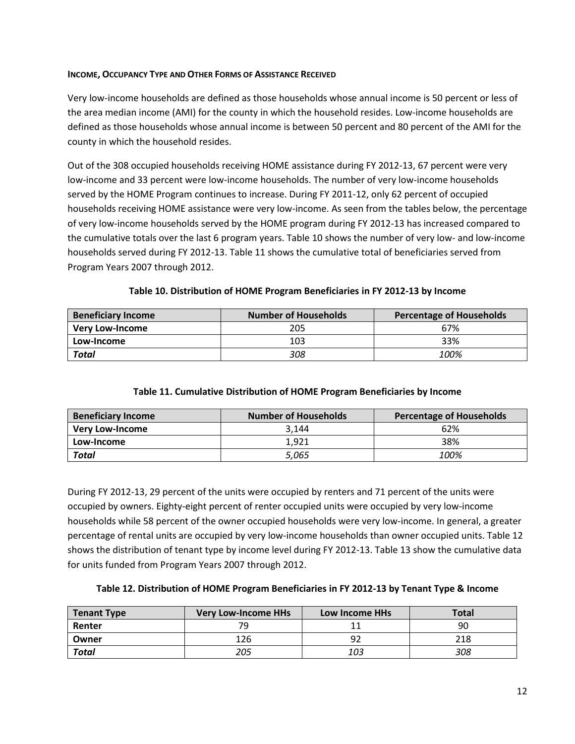**INCOME, OCCUPANCY TYPE AND OTHER FORMS OF ASSISTANCE RECEIVED**

Very low-income households are defined as those households whose annual income is 50 percent or less of the area median income (AMI) for the county in which the household resides. Low-income households are defined as those households whose annual income is between 50 percent and 80 percent of the AMI for the county in which the household resides.

Out of the 308 occupied households receiving HOME assistance during FY 2012-13, 67 percent were very low-income and 33 percent were low-income households. The number of very low-income households served by the HOME Program continues to increase. During FY 2011-12, only 62 percent of occupied households receiving HOME assistance were very low-income. As seen from the tables below, the percentage of very low-income households served by the HOME program during FY 2012-13 has increased compared to the cumulative totals over the last 6 program years. Table 10 shows the number of very low- and low-income households served during FY 2012-13. Table 11 shows the cumulative total of beneficiaries served from Program Years 2007 through 2012.

**Table 10. Distribution of HOME Program Beneficiaries in FY 2012-13 by Income**

| Beneficiary Income | Number of Households | Percentage of Households |
|---|---|---|
| **Very Low-Income** | 205 | 67% |
| **Low-Income** | 103 | 33% |
| ***Total*** | *308* | *100%* |

**Table 11. Cumulative Distribution of HOME Program Beneficiaries by Income**

| Beneficiary Income | Number of Households | Percentage of Households |
|---|---|---|
| **Very Low-Income** | 3,144 | 62% |
| **Low-Income** | 1,921 | 38% |
| ***Total*** | *5,065* | *100%* |

During FY 2012-13, 29 percent of the units were occupied by renters and 71 percent of the units were occupied by owners. Eighty-eight percent of renter occupied units were occupied by very low-income households while 58 percent of the owner occupied households were very low-income. In general, a greater percentage of rental units are occupied by very low-income households than owner occupied units. Table 12 shows the distribution of tenant type by income level during FY 2012-13. Table 13 show the cumulative data for units funded from Program Years 2007 through 2012.

**Table 12. Distribution of HOME Program Beneficiaries in FY 2012-13 by Tenant Type & Income**

| Tenant Type | Very Low-Income HHs | Low Income HHs | Total |
|---|---|---|---|
| **Renter** | 79 | 11 | 90 |
| **Owner** | 126 | 92 | 218 |
| ***Total*** | *205* | *103* | *308* |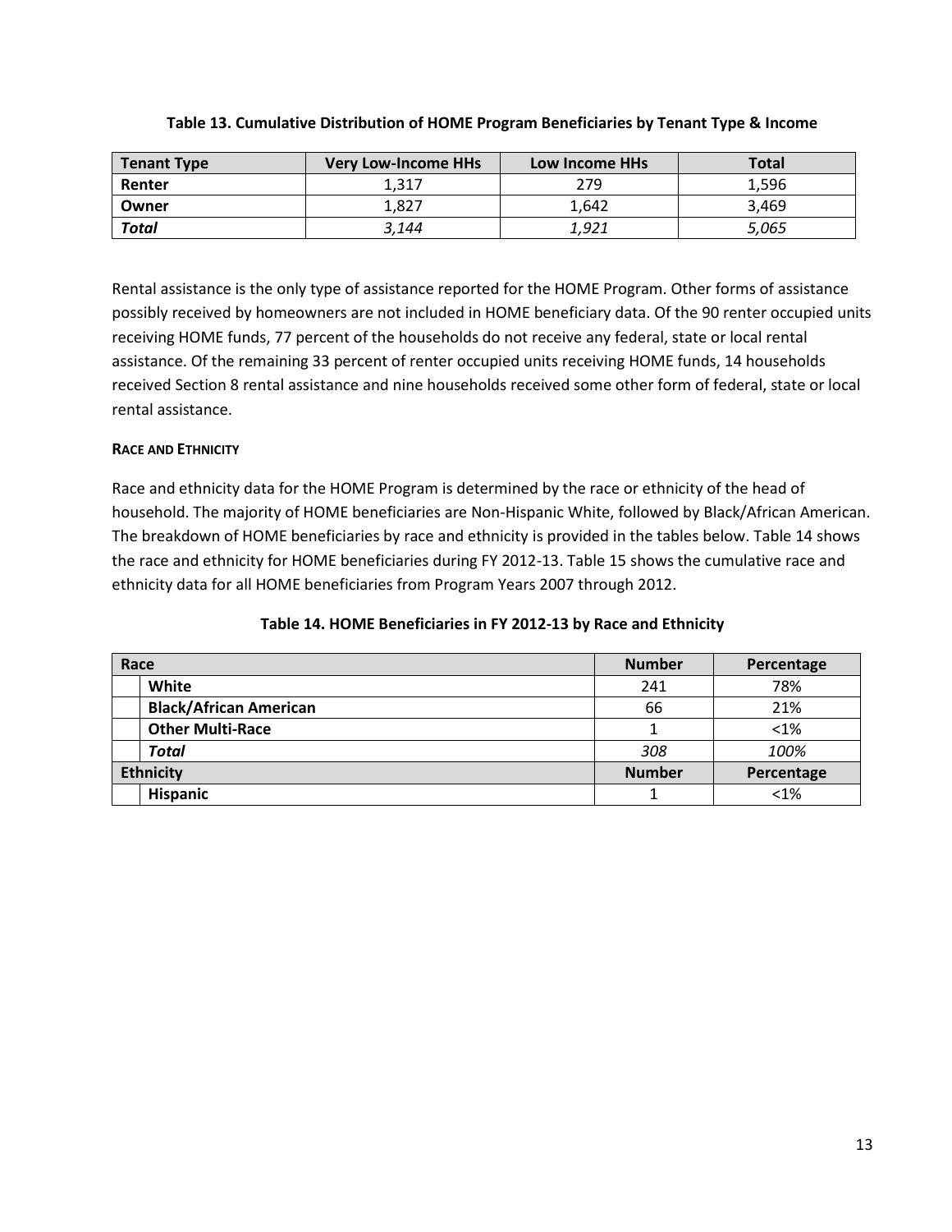**Table 13. Cumulative Distribution of HOME Program Beneficiaries by Tenant Type & Income**

| Tenant Type | Very Low-Income HHs | Low Income HHs | Total |
|---|---|---|---|
| **Renter** | 1,317 | 279 | 1,596 |
| **Owner** | 1,827 | 1,642 | 3,469 |
| ***Total*** | *3,144* | *1,921* | *5,065* |

Rental assistance is the only type of assistance reported for the HOME Program. Other forms of assistance possibly received by homeowners are not included in HOME beneficiary data. Of the 90 renter occupied units receiving HOME funds, 77 percent of the households do not receive any federal, state or local rental assistance. Of the remaining 33 percent of renter occupied units receiving HOME funds, 14 households received Section 8 rental assistance and nine households received some other form of federal, state or local rental assistance.

**RACE AND ETHNICITY**

Race and ethnicity data for the HOME Program is determined by the race or ethnicity of the head of household. The majority of HOME beneficiaries are Non-Hispanic White, followed by Black/African American. The breakdown of HOME beneficiaries by race and ethnicity is provided in the tables below. Table 14 shows the race and ethnicity for HOME beneficiaries during FY 2012-13. Table 15 shows the cumulative race and ethnicity data for all HOME beneficiaries from Program Years 2007 through 2012.

**Table 14. HOME Beneficiaries in FY 2012-13 by Race and Ethnicity**

| Race | Number | Percentage |
|---|---|---|
| **White** | 241 | 78% |
| **Black/African American** | 66 | 21% |
| **Other Multi-Race** | 1 | <1% |
| ***Total*** | *308* | *100%* |
| **Ethnicity** | **Number** | **Percentage** |
| **Hispanic** | 1 | <1% |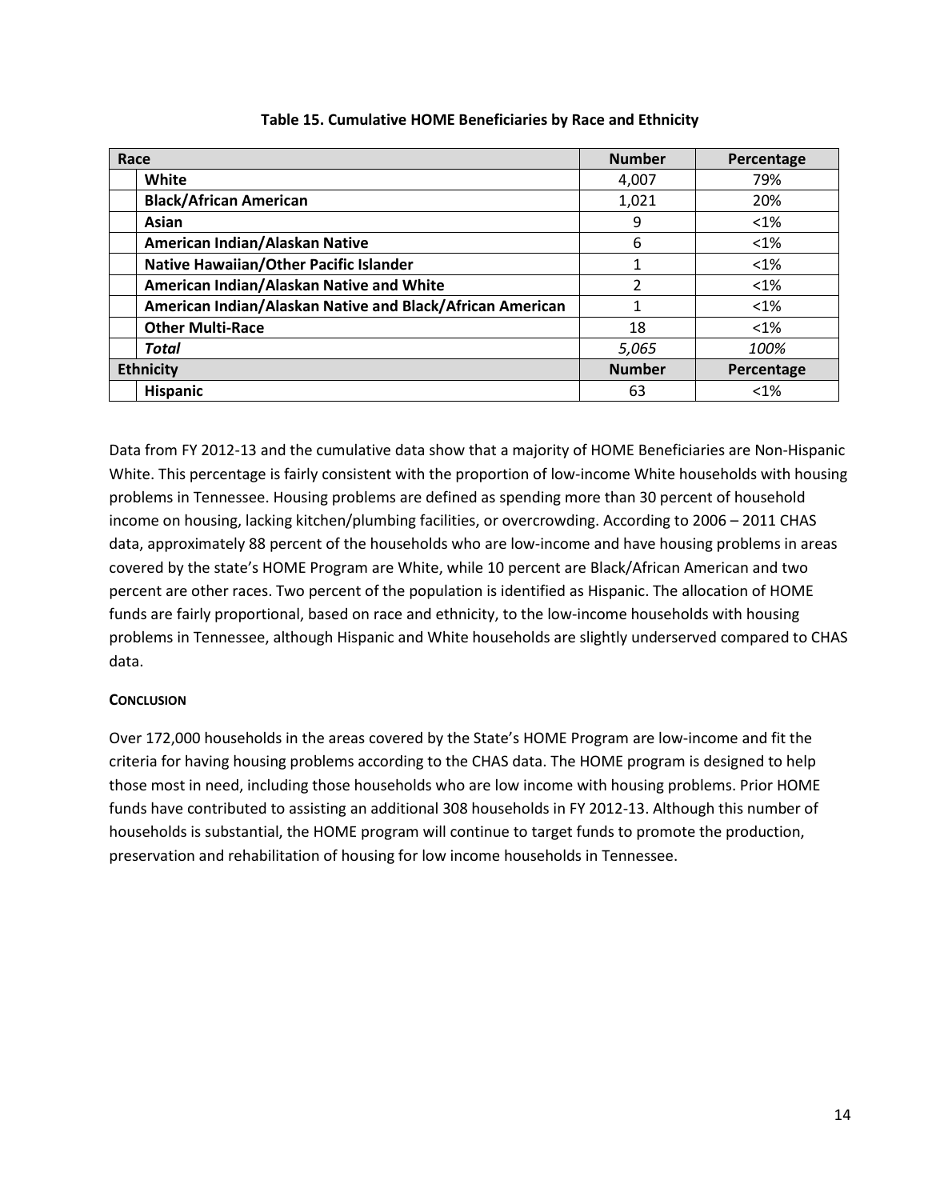**Table 15. Cumulative HOME Beneficiaries by Race and Ethnicity**

| Race | | Number | Percentage |
|---|---|---|---|
| | **White** | 4,007 | 79% |
| | **Black/African American** | 1,021 | 20% |
| | **Asian** | 9 | <1% |
| | **American Indian/Alaskan Native** | 6 | <1% |
| | **Native Hawaiian/Other Pacific Islander** | 1 | <1% |
| | **American Indian/Alaskan Native and White** | 2 | <1% |
| | **American Indian/Alaskan Native and Black/African American** | 1 | <1% |
| | **Other Multi-Race** | 18 | <1% |
| | ***Total*** | *5,065* | *100%* |
| **Ethnicity** | | **Number** | **Percentage** |
| | **Hispanic** | 63 | <1% |

Data from FY 2012-13 and the cumulative data show that a majority of HOME Beneficiaries are Non-Hispanic White. This percentage is fairly consistent with the proportion of low-income White households with housing problems in Tennessee. Housing problems are defined as spending more than 30 percent of household income on housing, lacking kitchen/plumbing facilities, or overcrowding. According to 2006 – 2011 CHAS data, approximately 88 percent of the households who are low-income and have housing problems in areas covered by the state's HOME Program are White, while 10 percent are Black/African American and two percent are other races. Two percent of the population is identified as Hispanic. The allocation of HOME funds are fairly proportional, based on race and ethnicity, to the low-income households with housing problems in Tennessee, although Hispanic and White households are slightly underserved compared to CHAS data.

**CONCLUSION**

Over 172,000 households in the areas covered by the State's HOME Program are low-income and fit the criteria for having housing problems according to the CHAS data. The HOME program is designed to help those most in need, including those households who are low income with housing problems. Prior HOME funds have contributed to assisting an additional 308 households in FY 2012-13. Although this number of households is substantial, the HOME program will continue to target funds to promote the production, preservation and rehabilitation of housing for low income households in Tennessee.